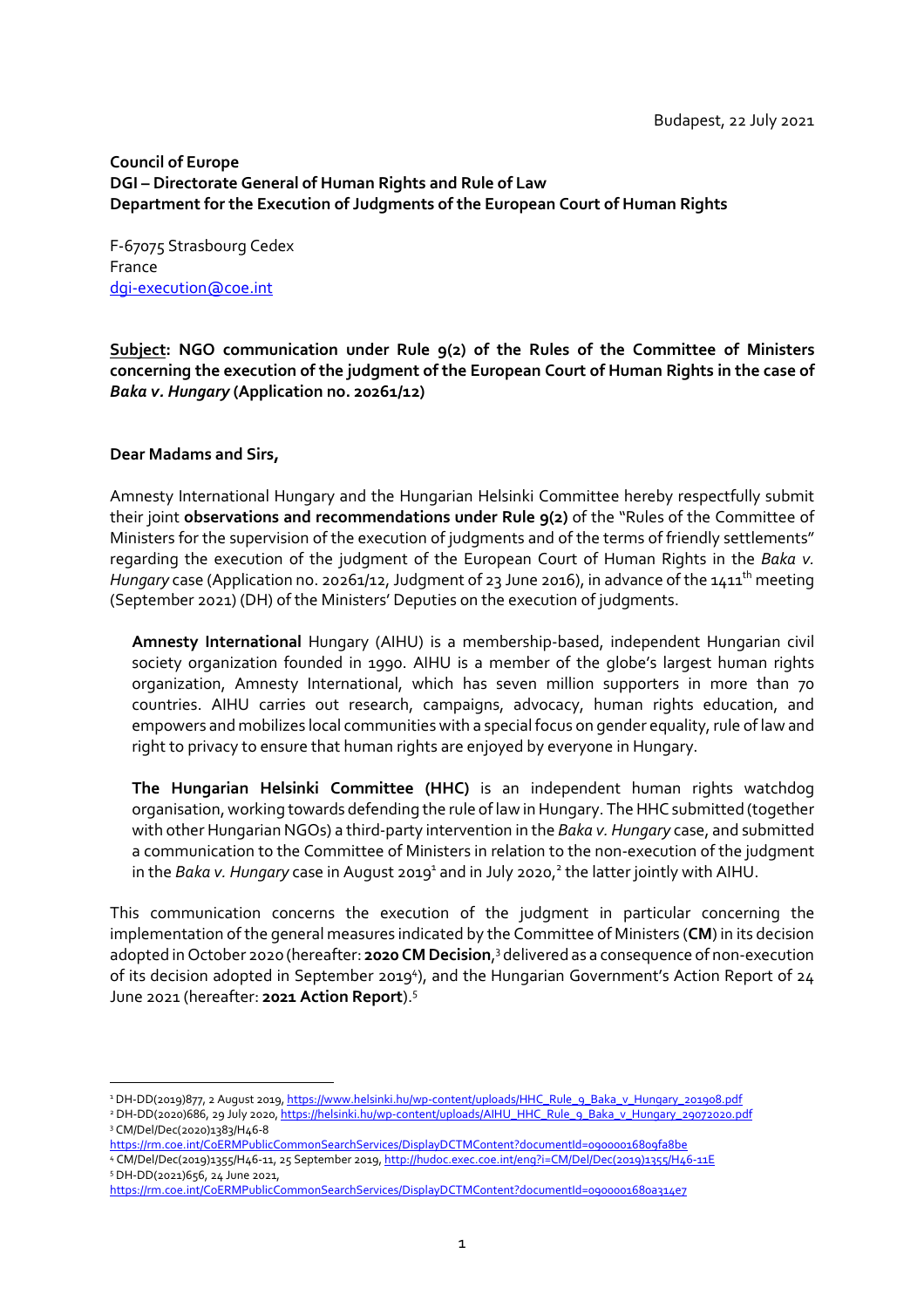Budapest, 22 July 2021

**Council of Europe**
**DGI – Directorate General of Human Rights and Rule of Law**
**Department for the Execution of Judgments of the European Court of Human Rights**

F-67075 Strasbourg Cedex
France
dgi-execution@coe.int

**Subject: NGO communication under Rule 9(2) of the Rules of the Committee of Ministers concerning the execution of the judgment of the European Court of Human Rights in the case of *Baka v. Hungary* (Application no. 20261/12)**

**Dear Madams and Sirs,**

Amnesty International Hungary and the Hungarian Helsinki Committee hereby respectfully submit their joint **observations and recommendations under Rule 9(2)** of the "Rules of the Committee of Ministers for the supervision of the execution of judgments and of the terms of friendly settlements" regarding the execution of the judgment of the European Court of Human Rights in the *Baka v. Hungary* case (Application no. 20261/12, Judgment of 23 June 2016), in advance of the 1411th meeting (September 2021) (DH) of the Ministers' Deputies on the execution of judgments.

> **Amnesty International** Hungary (AIHU) is a membership-based, independent Hungarian civil society organization founded in 1990. AIHU is a member of the globe's largest human rights organization, Amnesty International, which has seven million supporters in more than 70 countries. AIHU carries out research, campaigns, advocacy, human rights education, and empowers and mobilizes local communities with a special focus on gender equality, rule of law and right to privacy to ensure that human rights are enjoyed by everyone in Hungary.
>
> **The Hungarian Helsinki Committee (HHC)** is an independent human rights watchdog organisation, working towards defending the rule of law in Hungary. The HHC submitted (together with other Hungarian NGOs) a third-party intervention in the *Baka v. Hungary* case, and submitted a communication to the Committee of Ministers in relation to the non-execution of the judgment in the *Baka v. Hungary* case in August 2019[1] and in July 2020,[2] the latter jointly with AIHU.

This communication concerns the execution of the judgment in particular concerning the implementation of the general measures indicated by the Committee of Ministers (**CM**) in its decision adopted in October 2020 (hereafter: **2020 CM Decision**,[3] delivered as a consequence of non-execution of its decision adopted in September 2019[4]), and the Hungarian Government's Action Report of 24 June 2021 (hereafter: **2021 Action Report**).[5]

---

[1] DH-DD(2019)877, 2 August 2019, https://www.helsinki.hu/wp-content/uploads/HHC_Rule_9_Baka_v_Hungary_201908.pdf

[2] DH-DD(2020)686, 29 July 2020, https://helsinki.hu/wp-content/uploads/AIHU_HHC_Rule_9_Baka_v_Hungary_29072020.pdf

[3] CM/Del/Dec(2020)1383/H46-8 https://rm.coe.int/CoERMPublicCommonSearchServices/DisplayDCTMContent?documentId=09000016809fa8be

[4] CM/Del/Dec(2019)1355/H46-11, 25 September 2019, http://hudoc.exec.coe.int/eng?i=CM/Del/Dec(2019)1355/H46-11E

[5] DH-DD(2021)656, 24 June 2021, https://rm.coe.int/CoERMPublicCommonSearchServices/DisplayDCTMContent?documentId=0900001680a314e7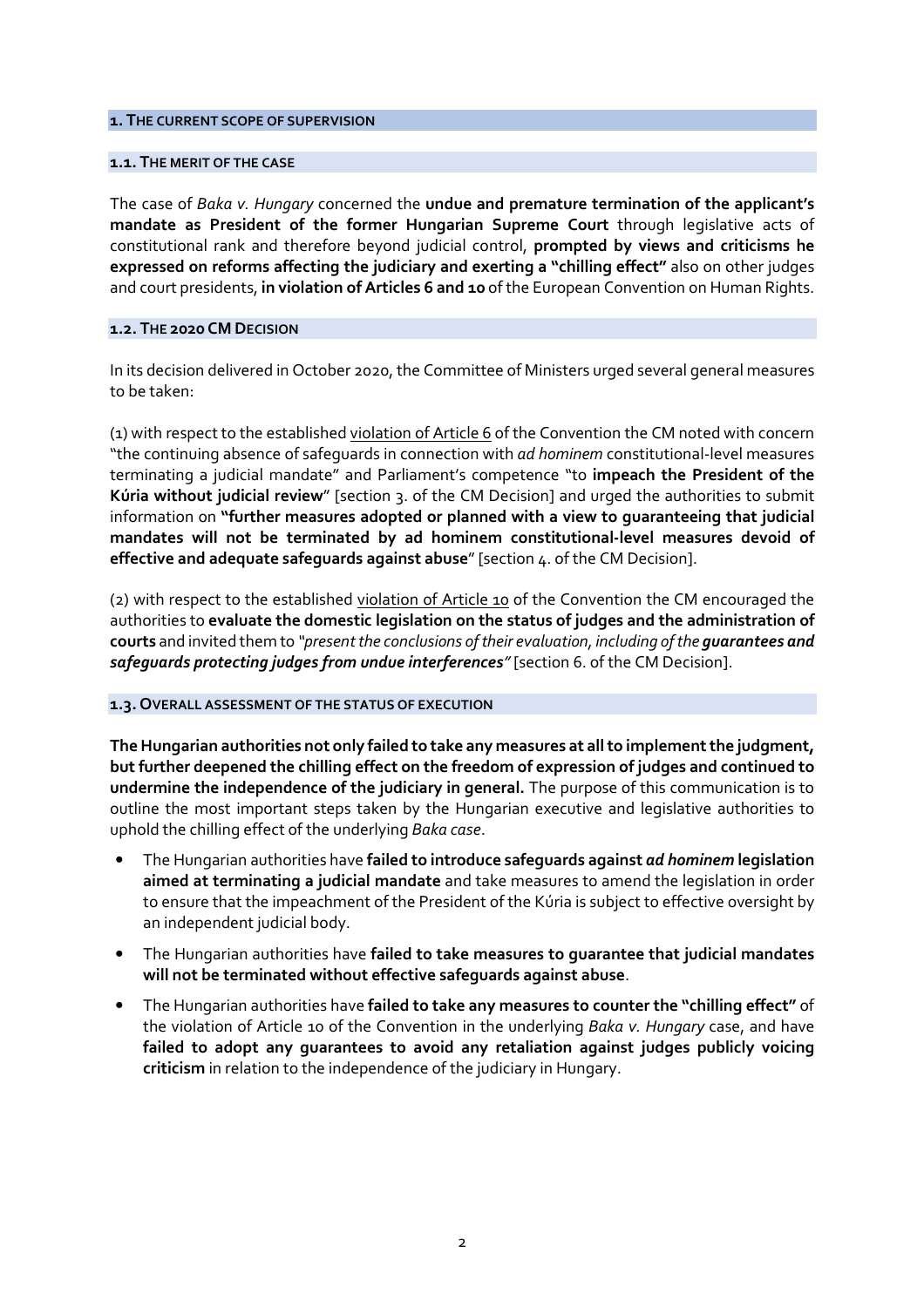## 1. THE CURRENT SCOPE OF SUPERVISION

### 1.1. THE MERIT OF THE CASE

The case of *Baka v. Hungary* concerned the **undue and premature termination of the applicant's mandate as President of the former Hungarian Supreme Court** through legislative acts of constitutional rank and therefore beyond judicial control, **prompted by views and criticisms he expressed on reforms affecting the judiciary and exerting a "chilling effect"** also on other judges and court presidents, **in violation of Articles 6 and 10** of the European Convention on Human Rights.

### 1.2. THE 2020 CM DECISION

In its decision delivered in October 2020, the Committee of Ministers urged several general measures to be taken:

(1) with respect to the established violation of Article 6 of the Convention the CM noted with concern "the continuing absence of safeguards in connection with *ad hominem* constitutional-level measures terminating a judicial mandate" and Parliament's competence "to **impeach the President of the Kúria without judicial review**" [section 3. of the CM Decision] and urged the authorities to submit information on **"further measures adopted or planned with a view to guaranteeing that judicial mandates will not be terminated by ad hominem constitutional-level measures devoid of effective and adequate safeguards against abuse**" [section 4. of the CM Decision].

(2) with respect to the established violation of Article 10 of the Convention the CM encouraged the authorities to **evaluate the domestic legislation on the status of judges and the administration of courts** and invited them to *"present the conclusions of their evaluation, including of the* ***guarantees and safeguards protecting judges from undue interferences"*** [section 6. of the CM Decision].

### 1.3. OVERALL ASSESSMENT OF THE STATUS OF EXECUTION

**The Hungarian authorities not only failed to take any measures at all to implement the judgment, but further deepened the chilling effect on the freedom of expression of judges and continued to undermine the independence of the judiciary in general.** The purpose of this communication is to outline the most important steps taken by the Hungarian executive and legislative authorities to uphold the chilling effect of the underlying *Baka case*.

- The Hungarian authorities have **failed to introduce safeguards against *ad hominem* legislation aimed at terminating a judicial mandate** and take measures to amend the legislation in order to ensure that the impeachment of the President of the Kúria is subject to effective oversight by an independent judicial body.
- The Hungarian authorities have **failed to take measures to guarantee that judicial mandates will not be terminated without effective safeguards against abuse**.
- The Hungarian authorities have **failed to take any measures to counter the "chilling effect"** of the violation of Article 10 of the Convention in the underlying *Baka v. Hungary* case, and have **failed to adopt any guarantees to avoid any retaliation against judges publicly voicing criticism** in relation to the independence of the judiciary in Hungary.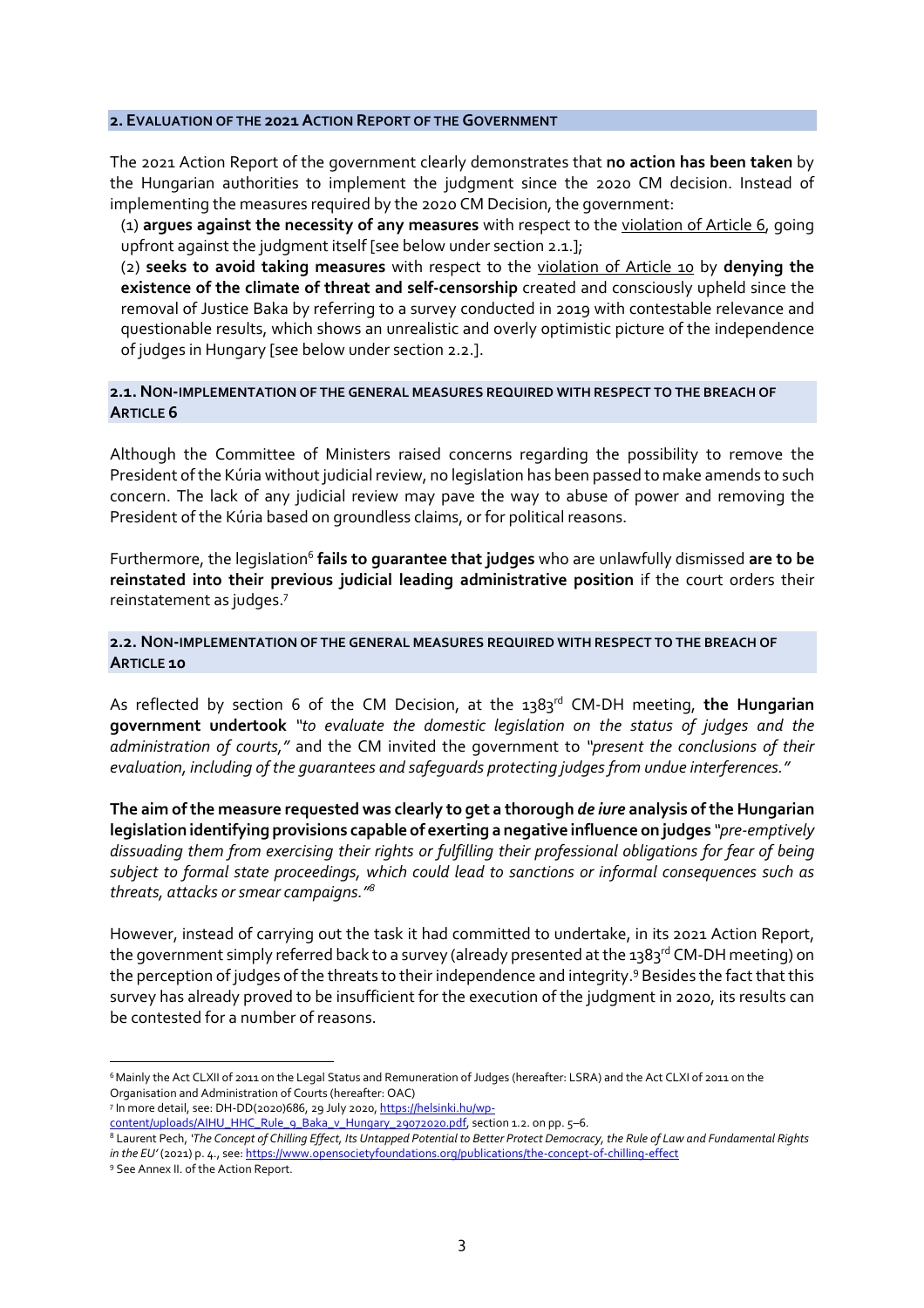## 2. EVALUATION OF THE 2021 ACTION REPORT OF THE GOVERNMENT

The 2021 Action Report of the government clearly demonstrates that **no action has been taken** by the Hungarian authorities to implement the judgment since the 2020 CM decision. Instead of implementing the measures required by the 2020 CM Decision, the government:

(1) **argues against the necessity of any measures** with respect to the violation of Article 6, going upfront against the judgment itself [see below under section 2.1.];

(2) **seeks to avoid taking measures** with respect to the violation of Article 10 by **denying the existence of the climate of threat and self-censorship** created and consciously upheld since the removal of Justice Baka by referring to a survey conducted in 2019 with contestable relevance and questionable results, which shows an unrealistic and overly optimistic picture of the independence of judges in Hungary [see below under section 2.2.].

### 2.1. NON-IMPLEMENTATION OF THE GENERAL MEASURES REQUIRED WITH RESPECT TO THE BREACH OF ARTICLE 6

Although the Committee of Ministers raised concerns regarding the possibility to remove the President of the Kúria without judicial review, no legislation has been passed to make amends to such concern. The lack of any judicial review may pave the way to abuse of power and removing the President of the Kúria based on groundless claims, or for political reasons.

Furthermore, the legislation[6] **fails to guarantee that judges** who are unlawfully dismissed **are to be reinstated into their previous judicial leading administrative position** if the court orders their reinstatement as judges.[7]

### 2.2. NON-IMPLEMENTATION OF THE GENERAL MEASURES REQUIRED WITH RESPECT TO THE BREACH OF ARTICLE 10

As reflected by section 6 of the CM Decision, at the 1383rd CM-DH meeting, **the Hungarian government undertook** *"to evaluate the domestic legislation on the status of judges and the administration of courts,"* and the CM invited the government to *"present the conclusions of their evaluation, including of the guarantees and safeguards protecting judges from undue interferences."*

**The aim of the measure requested was clearly to get a thorough *de iure* analysis of the Hungarian legislation identifying provisions capable of exerting a negative influence on judges** *"pre-emptively dissuading them from exercising their rights or fulfilling their professional obligations for fear of being subject to formal state proceedings, which could lead to sanctions or informal consequences such as threats, attacks or smear campaigns."*[8]

However, instead of carrying out the task it had committed to undertake, in its 2021 Action Report, the government simply referred back to a survey (already presented at the 1383rd CM-DH meeting) on the perception of judges of the threats to their independence and integrity.[9] Besides the fact that this survey has already proved to be insufficient for the execution of the judgment in 2020, its results can be contested for a number of reasons.

---

[6] Mainly the Act CLXII of 2011 on the Legal Status and Remuneration of Judges (hereafter: LSRA) and the Act CLXI of 2011 on the Organisation and Administration of Courts (hereafter: OAC)

[7] In more detail, see: DH-DD(2020)686, 29 July 2020, https://helsinki.hu/wp-content/uploads/AIHU_HHC_Rule_9_Baka_v_Hungary_29072020.pdf, section 1.2. on pp. 5–6.

[8] Laurent Pech, *'The Concept of Chilling Effect, Its Untapped Potential to Better Protect Democracy, the Rule of Law and Fundamental Rights in the EU'* (2021) p. 4., see: https://www.opensocietyfoundations.org/publications/the-concept-of-chilling-effect

[9] See Annex II. of the Action Report.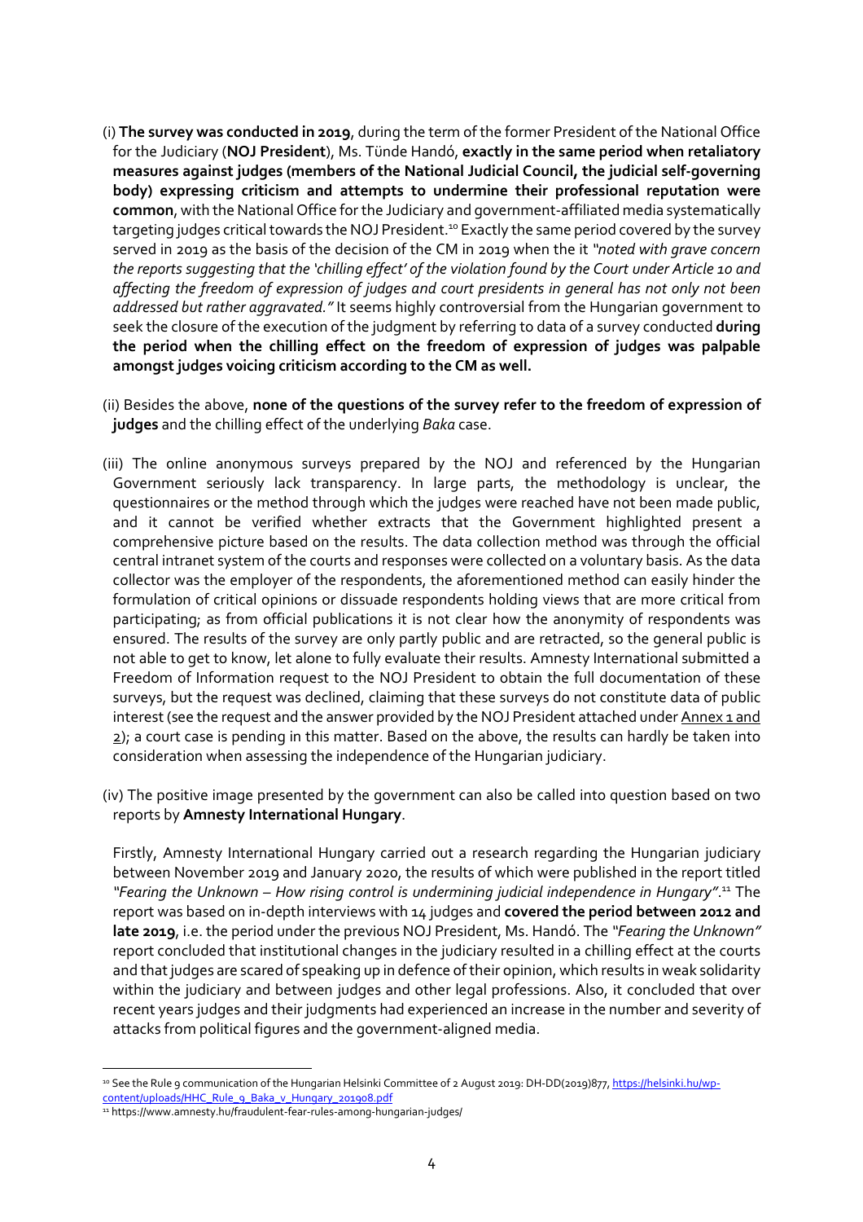(i) **The survey was conducted in 2019**, during the term of the former President of the National Office for the Judiciary (**NOJ President**), Ms. Tünde Handó, **exactly in the same period when retaliatory measures against judges (members of the National Judicial Council, the judicial self-governing body) expressing criticism and attempts to undermine their professional reputation were common**, with the National Office for the Judiciary and government-affiliated media systematically targeting judges critical towards the NOJ President.[10] Exactly the same period covered by the survey served in 2019 as the basis of the decision of the CM in 2019 when the it *"noted with grave concern the reports suggesting that the 'chilling effect' of the violation found by the Court under Article 10 and affecting the freedom of expression of judges and court presidents in general has not only not been addressed but rather aggravated."* It seems highly controversial from the Hungarian government to seek the closure of the execution of the judgment by referring to data of a survey conducted **during the period when the chilling effect on the freedom of expression of judges was palpable amongst judges voicing criticism according to the CM as well.**

(ii) Besides the above, **none of the questions of the survey refer to the freedom of expression of judges** and the chilling effect of the underlying *Baka* case.

(iii) The online anonymous surveys prepared by the NOJ and referenced by the Hungarian Government seriously lack transparency. In large parts, the methodology is unclear, the questionnaires or the method through which the judges were reached have not been made public, and it cannot be verified whether extracts that the Government highlighted present a comprehensive picture based on the results. The data collection method was through the official central intranet system of the courts and responses were collected on a voluntary basis. As the data collector was the employer of the respondents, the aforementioned method can easily hinder the formulation of critical opinions or dissuade respondents holding views that are more critical from participating; as from official publications it is not clear how the anonymity of respondents was ensured. The results of the survey are only partly public and are retracted, so the general public is not able to get to know, let alone to fully evaluate their results. Amnesty International submitted a Freedom of Information request to the NOJ President to obtain the full documentation of these surveys, but the request was declined, claiming that these surveys do not constitute data of public interest (see the request and the answer provided by the NOJ President attached under Annex 1 and 2); a court case is pending in this matter. Based on the above, the results can hardly be taken into consideration when assessing the independence of the Hungarian judiciary.

(iv) The positive image presented by the government can also be called into question based on two reports by **Amnesty International Hungary**.

Firstly, Amnesty International Hungary carried out a research regarding the Hungarian judiciary between November 2019 and January 2020, the results of which were published in the report titled *"Fearing the Unknown – How rising control is undermining judicial independence in Hungary"*.[11] The report was based on in-depth interviews with 14 judges and **covered the period between 2012 and late 2019**, i.e. the period under the previous NOJ President, Ms. Handó. The *"Fearing the Unknown"* report concluded that institutional changes in the judiciary resulted in a chilling effect at the courts and that judges are scared of speaking up in defence of their opinion, which results in weak solidarity within the judiciary and between judges and other legal professions. Also, it concluded that over recent years judges and their judgments had experienced an increase in the number and severity of attacks from political figures and the government-aligned media.

---

[10] See the Rule 9 communication of the Hungarian Helsinki Committee of 2 August 2019: DH-DD(2019)877, https://helsinki.hu/wp-content/uploads/HHC_Rule_9_Baka_v_Hungary_201908.pdf

[11] https://www.amnesty.hu/fraudulent-fear-rules-among-hungarian-judges/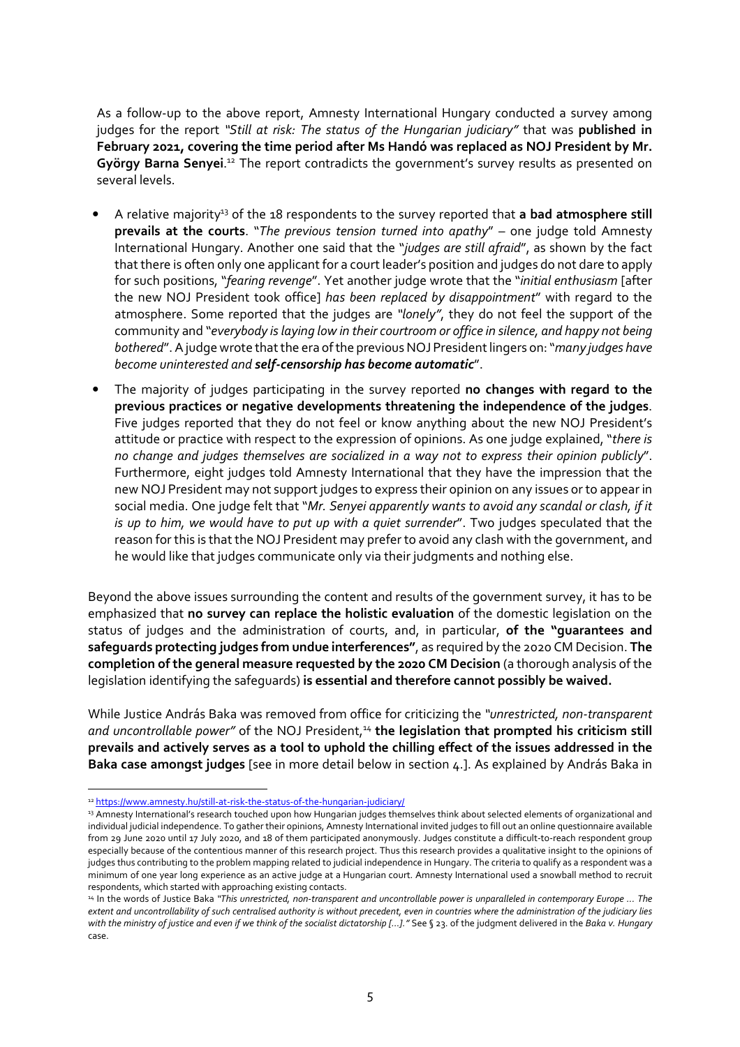As a follow-up to the above report, Amnesty International Hungary conducted a survey among judges for the report *"Still at risk: The status of the Hungarian judiciary"* that was **published in February 2021, covering the time period after Ms Handó was replaced as NOJ President by Mr. György Barna Senyei**.[12] The report contradicts the government's survey results as presented on several levels.

- A relative majority[13] of the 18 respondents to the survey reported that **a bad atmosphere still prevails at the courts**. "*The previous tension turned into apathy*" – one judge told Amnesty International Hungary. Another one said that the "*judges are still afraid*", as shown by the fact that there is often only one applicant for a court leader's position and judges do not dare to apply for such positions, "*fearing revenge*". Yet another judge wrote that the "*initial enthusiasm* [after the new NOJ President took office] *has been replaced by disappointment*" with regard to the atmosphere. Some reported that the judges are *"lonely"*, they do not feel the support of the community and "*everybody is laying low in their courtroom or office in silence, and happy not being bothered*". A judge wrote that the era of the previous NOJ President lingers on: "*many judges have become uninterested and **self-censorship has become automatic***".
- The majority of judges participating in the survey reported **no changes with regard to the previous practices or negative developments threatening the independence of the judges**. Five judges reported that they do not feel or know anything about the new NOJ President's attitude or practice with respect to the expression of opinions. As one judge explained, "*there is no change and judges themselves are socialized in a way not to express their opinion publicly*". Furthermore, eight judges told Amnesty International that they have the impression that the new NOJ President may not support judges to express their opinion on any issues or to appear in social media. One judge felt that "*Mr. Senyei apparently wants to avoid any scandal or clash, if it is up to him, we would have to put up with a quiet surrender*". Two judges speculated that the reason for this is that the NOJ President may prefer to avoid any clash with the government, and he would like that judges communicate only via their judgments and nothing else.

Beyond the above issues surrounding the content and results of the government survey, it has to be emphasized that **no survey can replace the holistic evaluation** of the domestic legislation on the status of judges and the administration of courts, and, in particular, **of the "guarantees and safeguards protecting judges from undue interferences"**, as required by the 2020 CM Decision. **The completion of the general measure requested by the 2020 CM Decision** (a thorough analysis of the legislation identifying the safeguards) **is essential and therefore cannot possibly be waived.**

While Justice András Baka was removed from office for criticizing the *"unrestricted, non-transparent and uncontrollable power"* of the NOJ President,[14] **the legislation that prompted his criticism still prevails and actively serves as a tool to uphold the chilling effect of the issues addressed in the Baka case amongst judges** [see in more detail below in section 4.]. As explained by András Baka in

---

[12] https://www.amnesty.hu/still-at-risk-the-status-of-the-hungarian-judiciary/

[13] Amnesty International's research touched upon how Hungarian judges themselves think about selected elements of organizational and individual judicial independence. To gather their opinions, Amnesty International invited judges to fill out an online questionnaire available from 29 June 2020 until 17 July 2020, and 18 of them participated anonymously. Judges constitute a difficult-to-reach respondent group especially because of the contentious manner of this research project. Thus this research provides a qualitative insight to the opinions of judges thus contributing to the problem mapping related to judicial independence in Hungary. The criteria to qualify as a respondent was a minimum of one year long experience as an active judge at a Hungarian court. Amnesty International used a snowball method to recruit respondents, which started with approaching existing contacts.

[14] In the words of Justice Baka *"This unrestricted, non-transparent and uncontrollable power is unparalleled in contemporary Europe … The extent and uncontrollability of such centralised authority is without precedent, even in countries where the administration of the judiciary lies with the ministry of justice and even if we think of the socialist dictatorship […]."* See § 23. of the judgment delivered in the *Baka v. Hungary* case.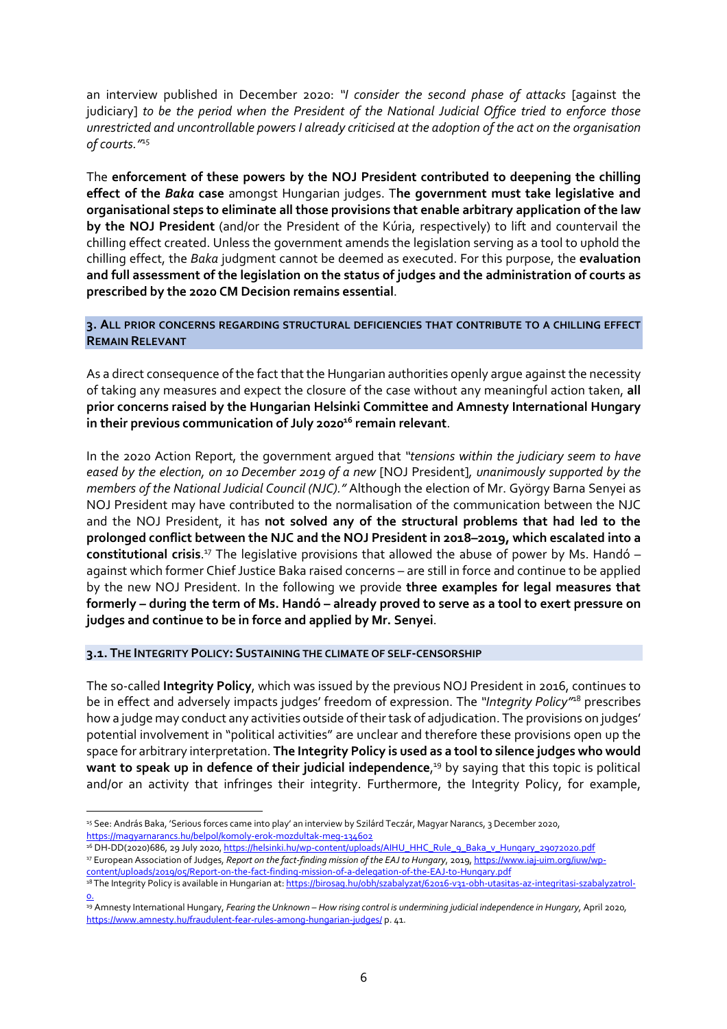an interview published in December 2020: "*I consider the second phase of attacks* [against the judiciary] *to be the period when the President of the National Judicial Office tried to enforce those unrestricted and uncontrollable powers I already criticised at the adoption of the act on the organisation of courts.*"[15]

The **enforcement of these powers by the NOJ President contributed to deepening the chilling effect of the *Baka* case** amongst Hungarian judges. T**he government must take legislative and organisational steps to eliminate all those provisions that enable arbitrary application of the law by the NOJ President** (and/or the President of the Kúria, respectively) to lift and countervail the chilling effect created. Unless the government amends the legislation serving as a tool to uphold the chilling effect, the *Baka* judgment cannot be deemed as executed. For this purpose, the **evaluation and full assessment of the legislation on the status of judges and the administration of courts as prescribed by the 2020 CM Decision remains essential**.

## 3. ALL PRIOR CONCERNS REGARDING STRUCTURAL DEFICIENCIES THAT CONTRIBUTE TO A CHILLING EFFECT REMAIN RELEVANT

As a direct consequence of the fact that the Hungarian authorities openly argue against the necessity of taking any measures and expect the closure of the case without any meaningful action taken, **all prior concerns raised by the Hungarian Helsinki Committee and Amnesty International Hungary in their previous communication of July 2020[16] remain relevant**.

In the 2020 Action Report, the government argued that "*tensions within the judiciary seem to have eased by the election, on 10 December 2019 of a new* [NOJ President], *unanimously supported by the members of the National Judicial Council (NJC).*" Although the election of Mr. György Barna Senyei as NOJ President may have contributed to the normalisation of the communication between the NJC and the NOJ President, it has **not solved any of the structural problems that had led to the prolonged conflict between the NJC and the NOJ President in 2018–2019, which escalated into a constitutional crisis**.[17] The legislative provisions that allowed the abuse of power by Ms. Handó – against which former Chief Justice Baka raised concerns – are still in force and continue to be applied by the new NOJ President. In the following we provide **three examples for legal measures that formerly – during the term of Ms. Handó – already proved to serve as a tool to exert pressure on judges and continue to be in force and applied by Mr. Senyei**.

### 3.1. THE INTEGRITY POLICY: SUSTAINING THE CLIMATE OF SELF-CENSORSHIP

The so-called **Integrity Policy**, which was issued by the previous NOJ President in 2016, continues to be in effect and adversely impacts judges' freedom of expression. The "*Integrity Policy*"[18] prescribes how a judge may conduct any activities outside of their task of adjudication. The provisions on judges' potential involvement in "political activities" are unclear and therefore these provisions open up the space for arbitrary interpretation. **The Integrity Policy is used as a tool to silence judges who would want to speak up in defence of their judicial independence**,[19] by saying that this topic is political and/or an activity that infringes their integrity. Furthermore, the Integrity Policy, for example,

---

[15] See: András Baka, 'Serious forces came into play' an interview by Szilárd Teczár, Magyar Narancs, 3 December 2020, https://magyarnarancs.hu/belpol/komoly-erok-mozdultak-meg-134602

[16] DH-DD(2020)686, 29 July 2020, https://helsinki.hu/wp-content/uploads/AIHU_HHC_Rule_9_Baka_v_Hungary_29072020.pdf

[17] European Association of Judges, *Report on the fact-finding mission of the EAJ to Hungary*, 2019, https://www.iaj-uim.org/iuw/wp-content/uploads/2019/05/Report-on-the-fact-finding-mission-of-a-delegation-of-the-EAJ-to-Hungary.pdf

[18] The Integrity Policy is available in Hungarian at: https://birosag.hu/obh/szabalyzat/62016-v31-obh-utasitas-az-integritasi-szabalyzatrol-0.

[19] Amnesty International Hungary, *Fearing the Unknown – How rising control is undermining judicial independence in Hungary*, April 2020, https://www.amnesty.hu/fraudulent-fear-rules-among-hungarian-judges/ p. 41.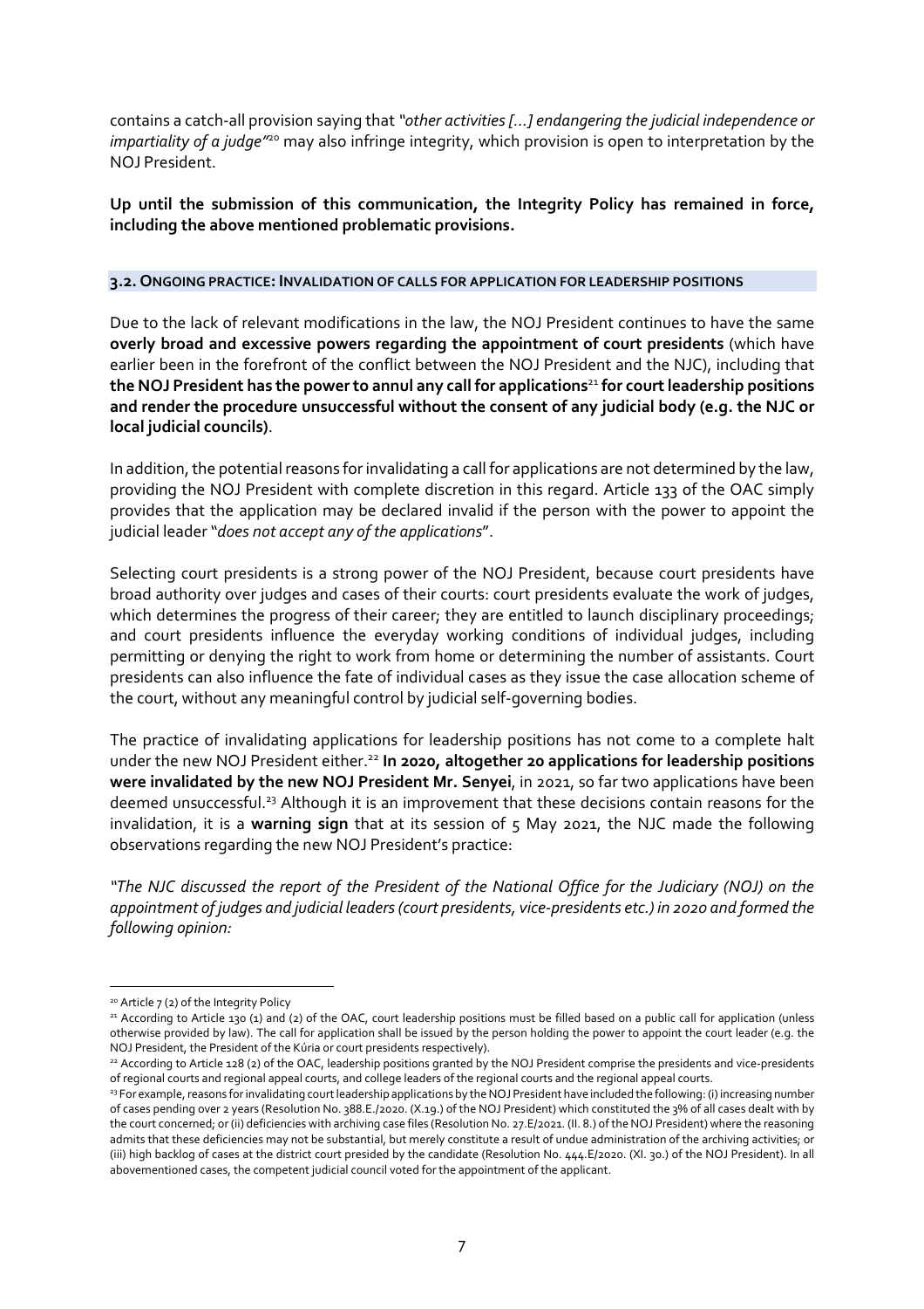contains a catch-all provision saying that *"other activities […] endangering the judicial independence or impartiality of a judge"*[20] may also infringe integrity, which provision is open to interpretation by the NOJ President.

**Up until the submission of this communication, the Integrity Policy has remained in force, including the above mentioned problematic provisions.**

### 3.2. Ongoing practice: Invalidation of calls for application for leadership positions

Due to the lack of relevant modifications in the law, the NOJ President continues to have the same **overly broad and excessive powers regarding the appointment of court presidents** (which have earlier been in the forefront of the conflict between the NOJ President and the NJC), including that **the NOJ President has the power to annul any call for applications**[21] **for court leadership positions and render the procedure unsuccessful without the consent of any judicial body (e.g. the NJC or local judicial councils)**.

In addition, the potential reasons for invalidating a call for applications are not determined by the law, providing the NOJ President with complete discretion in this regard. Article 133 of the OAC simply provides that the application may be declared invalid if the person with the power to appoint the judicial leader "*does not accept any of the applications*".

Selecting court presidents is a strong power of the NOJ President, because court presidents have broad authority over judges and cases of their courts: court presidents evaluate the work of judges, which determines the progress of their career; they are entitled to launch disciplinary proceedings; and court presidents influence the everyday working conditions of individual judges, including permitting or denying the right to work from home or determining the number of assistants. Court presidents can also influence the fate of individual cases as they issue the case allocation scheme of the court, without any meaningful control by judicial self-governing bodies.

The practice of invalidating applications for leadership positions has not come to a complete halt under the new NOJ President either.[22] **In 2020, altogether 20 applications for leadership positions were invalidated by the new NOJ President Mr. Senyei**, in 2021, so far two applications have been deemed unsuccessful.[23] Although it is an improvement that these decisions contain reasons for the invalidation, it is a **warning sign** that at its session of 5 May 2021, the NJC made the following observations regarding the new NOJ President's practice:

*"The NJC discussed the report of the President of the National Office for the Judiciary (NOJ) on the appointment of judges and judicial leaders (court presidents, vice-presidents etc.) in 2020 and formed the following opinion:*

---

[20] Article 7 (2) of the Integrity Policy

[21] According to Article 130 (1) and (2) of the OAC, court leadership positions must be filled based on a public call for application (unless otherwise provided by law). The call for application shall be issued by the person holding the power to appoint the court leader (e.g. the NOJ President, the President of the Kúria or court presidents respectively).

[22] According to Article 128 (2) of the OAC, leadership positions granted by the NOJ President comprise the presidents and vice-presidents of regional courts and regional appeal courts, and college leaders of the regional courts and the regional appeal courts.

[23] For example, reasons for invalidating court leadership applications by the NOJ President have included the following: (i) increasing number of cases pending over 2 years (Resolution No. 388.E./2020. (X.19.) of the NOJ President) which constituted the 3% of all cases dealt with by the court concerned; or (ii) deficiencies with archiving case files (Resolution No. 27.E/2021. (II. 8.) of the NOJ President) where the reasoning admits that these deficiencies may not be substantial, but merely constitute a result of undue administration of the archiving activities; or (iii) high backlog of cases at the district court presided by the candidate (Resolution No. 444.E/2020. (XI. 30.) of the NOJ President). In all abovementioned cases, the competent judicial council voted for the appointment of the applicant.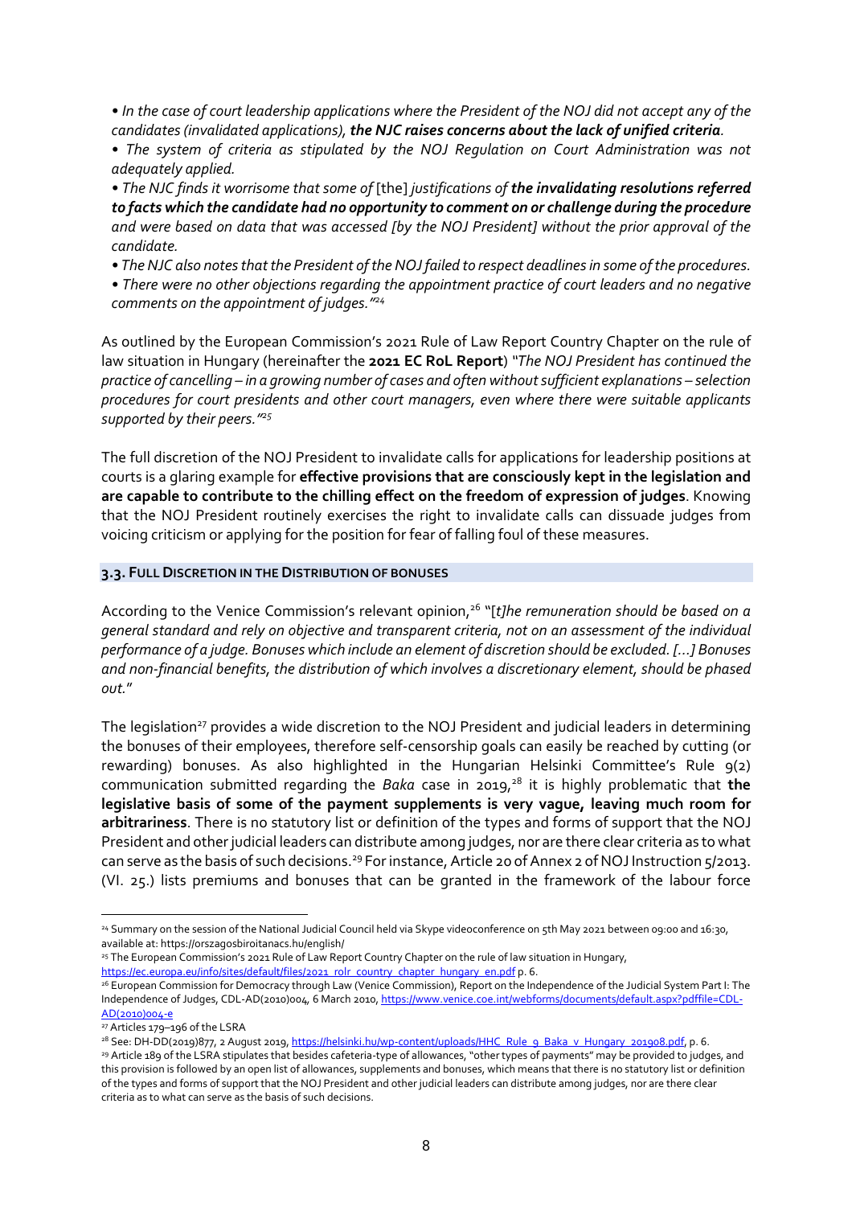• *In the case of court leadership applications where the President of the NOJ did not accept any of the candidates (invalidated applications), **the NJC raises concerns about the lack of unified criteria**.*

• *The system of criteria as stipulated by the NOJ Regulation on Court Administration was not adequately applied.*

• *The NJC finds it worrisome that some of* [the] *justifications of **the invalidating resolutions referred to facts which the candidate had no opportunity to comment on or challenge during the procedure** and were based on data that was accessed [by the NOJ President] without the prior approval of the candidate.*

• *The NJC also notes that the President of the NOJ failed to respect deadlines in some of the procedures.*

• *There were no other objections regarding the appointment practice of court leaders and no negative comments on the appointment of judges."*[24]

As outlined by the European Commission's 2021 Rule of Law Report Country Chapter on the rule of law situation in Hungary (hereinafter the **2021 EC RoL Report**) "*The NOJ President has continued the practice of cancelling – in a growing number of cases and often without sufficient explanations – selection procedures for court presidents and other court managers, even where there were suitable applicants supported by their peers."*[25]

The full discretion of the NOJ President to invalidate calls for applications for leadership positions at courts is a glaring example for **effective provisions that are consciously kept in the legislation and are capable to contribute to the chilling effect on the freedom of expression of judges**. Knowing that the NOJ President routinely exercises the right to invalidate calls can dissuade judges from voicing criticism or applying for the position for fear of falling foul of these measures.

### 3.3. Full Discretion in the Distribution of Bonuses

According to the Venice Commission's relevant opinion,[26] "[*t]he remuneration should be based on a general standard and rely on objective and transparent criteria, not on an assessment of the individual performance of a judge. Bonuses which include an element of discretion should be excluded. [...] Bonuses and non-financial benefits, the distribution of which involves a discretionary element, should be phased out.*"

The legislation[27] provides a wide discretion to the NOJ President and judicial leaders in determining the bonuses of their employees, therefore self-censorship goals can easily be reached by cutting (or rewarding) bonuses. As also highlighted in the Hungarian Helsinki Committee's Rule 9(2) communication submitted regarding the *Baka* case in 2019,[28] it is highly problematic that **the legislative basis of some of the payment supplements is very vague, leaving much room for arbitrariness**. There is no statutory list or definition of the types and forms of support that the NOJ President and other judicial leaders can distribute among judges, nor are there clear criteria as to what can serve as the basis of such decisions.[29] For instance, Article 20 of Annex 2 of NOJ Instruction 5/2013. (VI. 25.) lists premiums and bonuses that can be granted in the framework of the labour force

---

[24] Summary on the session of the National Judicial Council held via Skype videoconference on 5th May 2021 between 09:00 and 16:30, available at: https://orszagosbiroitanacs.hu/english/

[25] The European Commission's 2021 Rule of Law Report Country Chapter on the rule of law situation in Hungary, https://ec.europa.eu/info/sites/default/files/2021_rolr_country_chapter_hungary_en.pdf p. 6.

[26] European Commission for Democracy through Law (Venice Commission), Report on the Independence of the Judicial System Part I: The Independence of Judges, CDL-AD(2010)004, 6 March 2010, https://www.venice.coe.int/webforms/documents/default.aspx?pdffile=CDL-AD(2010)004-e

[27] Articles 179–196 of the LSRA

[28] See: DH-DD(2019)877, 2 August 2019, https://helsinki.hu/wp-content/uploads/HHC_Rule_9_Baka_v_Hungary_201908.pdf, p. 6.

[29] Article 189 of the LSRA stipulates that besides cafeteria-type of allowances, "other types of payments" may be provided to judges, and this provision is followed by an open list of allowances, supplements and bonuses, which means that there is no statutory list or definition of the types and forms of support that the NOJ President and other judicial leaders can distribute among judges, nor are there clear criteria as to what can serve as the basis of such decisions.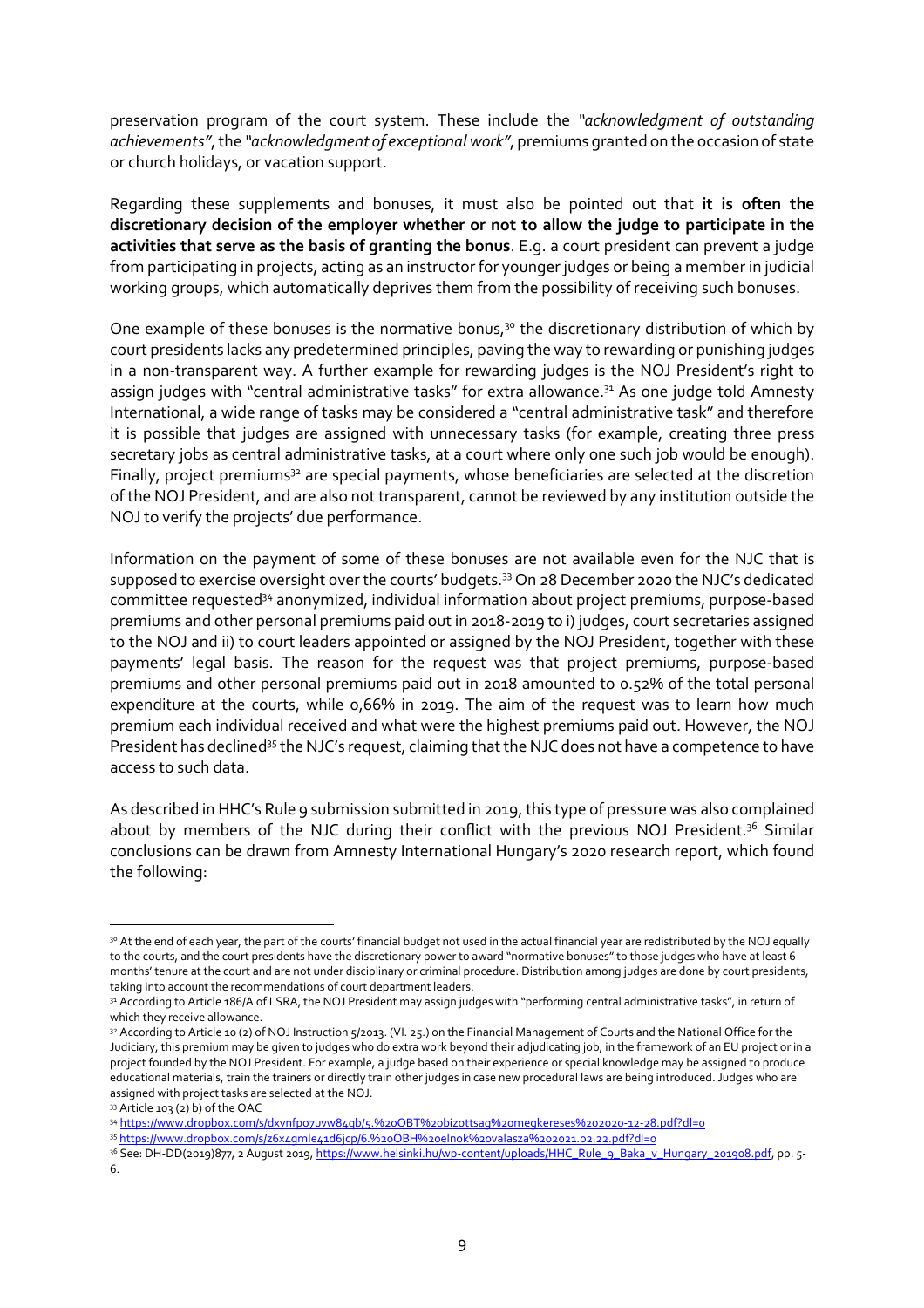preservation program of the court system. These include the *"acknowledgment of outstanding achievements"*, the *"acknowledgment of exceptional work"*, premiums granted on the occasion of state or church holidays, or vacation support.

Regarding these supplements and bonuses, it must also be pointed out that **it is often the discretionary decision of the employer whether or not to allow the judge to participate in the activities that serve as the basis of granting the bonus**. E.g. a court president can prevent a judge from participating in projects, acting as an instructor for younger judges or being a member in judicial working groups, which automatically deprives them from the possibility of receiving such bonuses.

One example of these bonuses is the normative bonus,[30] the discretionary distribution of which by court presidents lacks any predetermined principles, paving the way to rewarding or punishing judges in a non-transparent way. A further example for rewarding judges is the NOJ President's right to assign judges with "central administrative tasks" for extra allowance.[31] As one judge told Amnesty International, a wide range of tasks may be considered a "central administrative task" and therefore it is possible that judges are assigned with unnecessary tasks (for example, creating three press secretary jobs as central administrative tasks, at a court where only one such job would be enough). Finally, project premiums[32] are special payments, whose beneficiaries are selected at the discretion of the NOJ President, and are also not transparent, cannot be reviewed by any institution outside the NOJ to verify the projects' due performance.

Information on the payment of some of these bonuses are not available even for the NJC that is supposed to exercise oversight over the courts' budgets.[33] On 28 December 2020 the NJC's dedicated committee requested[34] anonymized, individual information about project premiums, purpose-based premiums and other personal premiums paid out in 2018-2019 to i) judges, court secretaries assigned to the NOJ and ii) to court leaders appointed or assigned by the NOJ President, together with these payments' legal basis. The reason for the request was that project premiums, purpose-based premiums and other personal premiums paid out in 2018 amounted to 0.52% of the total personal expenditure at the courts, while 0,66% in 2019. The aim of the request was to learn how much premium each individual received and what were the highest premiums paid out. However, the NOJ President has declined[35] the NJC's request, claiming that the NJC does not have a competence to have access to such data.

As described in HHC's Rule 9 submission submitted in 2019, this type of pressure was also complained about by members of the NJC during their conflict with the previous NOJ President.[36] Similar conclusions can be drawn from Amnesty International Hungary's 2020 research report, which found the following:

---

[30] At the end of each year, the part of the courts' financial budget not used in the actual financial year are redistributed by the NOJ equally to the courts, and the court presidents have the discretionary power to award "normative bonuses" to those judges who have at least 6 months' tenure at the court and are not under disciplinary or criminal procedure. Distribution among judges are done by court presidents, taking into account the recommendations of court department leaders.

[31] According to Article 186/A of LSRA, the NOJ President may assign judges with "performing central administrative tasks", in return of which they receive allowance.

[32] According to Article 10 (2) of NOJ Instruction 5/2013. (VI. 25.) on the Financial Management of Courts and the National Office for the Judiciary, this premium may be given to judges who do extra work beyond their adjudicating job, in the framework of an EU project or in a project founded by the NOJ President. For example, a judge based on their experience or special knowledge may be assigned to produce educational materials, train the trainers or directly train other judges in case new procedural laws are being introduced. Judges who are assigned with project tasks are selected at the NOJ.

[33] Article 103 (2) b) of the OAC

[34] https://www.dropbox.com/s/dxynfpo7uvw84qb/5.%20OBT%20bizottsag%20megkereses%202020-12-28.pdf?dl=0

[35] https://www.dropbox.com/s/z6x4gmle41d6jcp/6.%20OBH%20elnok%20valasza%202021.02.22.pdf?dl=0

[36] See: DH-DD(2019)877, 2 August 2019, https://www.helsinki.hu/wp-content/uploads/HHC_Rule_9_Baka_v_Hungary_201908.pdf, pp. 5-6.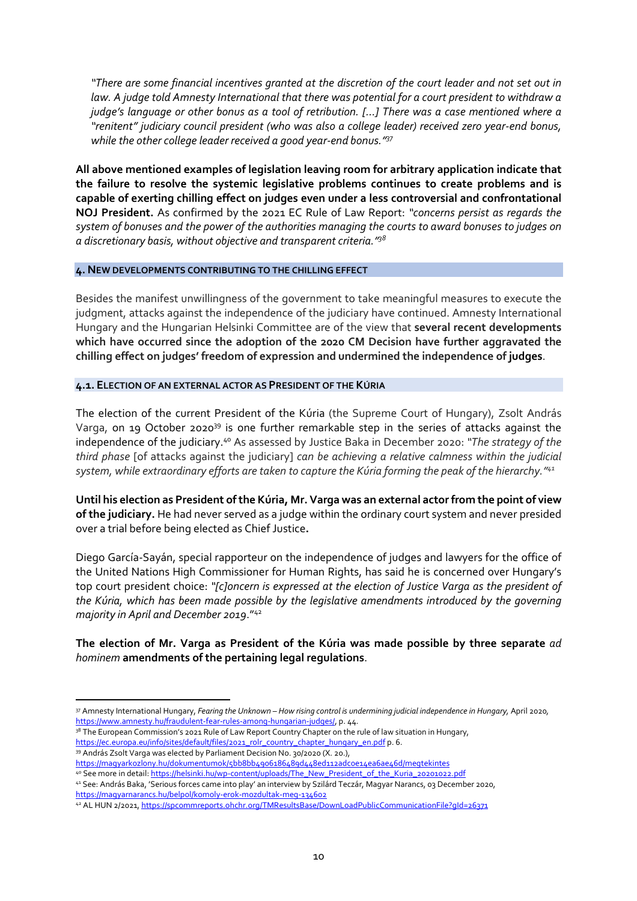*"There are some financial incentives granted at the discretion of the court leader and not set out in law. A judge told Amnesty International that there was potential for a court president to withdraw a judge's language or other bonus as a tool of retribution. […] There was a case mentioned where a "renitent" judiciary council president (who was also a college leader) received zero year-end bonus, while the other college leader received a good year-end bonus."*[37]

**All above mentioned examples of legislation leaving room for arbitrary application indicate that the failure to resolve the systemic legislative problems continues to create problems and is capable of exerting chilling effect on judges even under a less controversial and confrontational NOJ President.** As confirmed by the 2021 EC Rule of Law Report: *"concerns persist as regards the system of bonuses and the power of the authorities managing the courts to award bonuses to judges on a discretionary basis, without objective and transparent criteria."*[38]

## 4. New developments contributing to the chilling effect

Besides the manifest unwillingness of the government to take meaningful measures to execute the judgment, attacks against the independence of the judiciary have continued. Amnesty International Hungary and the Hungarian Helsinki Committee are of the view that **several recent developments which have occurred since the adoption of the 2020 CM Decision have further aggravated the chilling effect on judges' freedom of expression and undermined the independence of judges**.

### 4.1. Election of an external actor as President of the Kúria

The election of the current President of the Kúria (the Supreme Court of Hungary), Zsolt András Varga, on 19 October 2020[39] is one further remarkable step in the series of attacks against the independence of the judiciary.[40] As assessed by Justice Baka in December 2020: "*The strategy of the third phase* [of attacks against the judiciary] *can be achieving a relative calmness within the judicial system, while extraordinary efforts are taken to capture the Kúria forming the peak of the hierarchy.*"[41]

**Until his election as President of the Kúria, Mr. Varga was an external actor from the point of view of the judiciary.** He had never served as a judge within the ordinary court system and never presided over a trial before being elected as Chief Justice**.**

Diego García-Sayán, special rapporteur on the independence of judges and lawyers for the office of the United Nations High Commissioner for Human Rights, has said he is concerned over Hungary's top court president choice: *"[c]oncern is expressed at the election of Justice Varga as the president of the Kúria, which has been made possible by the legislative amendments introduced by the governing majority in April and December 2019*."[42]

**The election of Mr. Varga as President of the Kúria was made possible by three separate** ***ad hominem*** **amendments of the pertaining legal regulations**.

---

[37] Amnesty International Hungary, *Fearing the Unknown – How rising control is undermining judicial independence in Hungary,* April 2020, https://www.amnesty.hu/fraudulent-fear-rules-among-hungarian-judges/, p. 44.

[38] The European Commission's 2021 Rule of Law Report Country Chapter on the rule of law situation in Hungary, https://ec.europa.eu/info/sites/default/files/2021_rolr_country_chapter_hungary_en.pdf p. 6.

[39] András Zsolt Varga was elected by Parliament Decision No. 30/2020 (X. 20.), https://magyarkozlony.hu/dokumentumok/5bb8bb4906186489d448ed112adc0e14ea6ae46d/megtekintes

[40] See more in detail: https://helsinki.hu/wp-content/uploads/The_New_President_of_the_Kuria_20201022.pdf

[41] See: András Baka, 'Serious forces came into play' an interview by Szilárd Teczár, Magyar Narancs, 03 December 2020, https://magyarnarancs.hu/belpol/komoly-erok-mozdultak-meg-134602

[42] AL HUN 2/2021, https://spcommreports.ohchr.org/TMResultsBase/DownLoadPublicCommunicationFile?gId=26371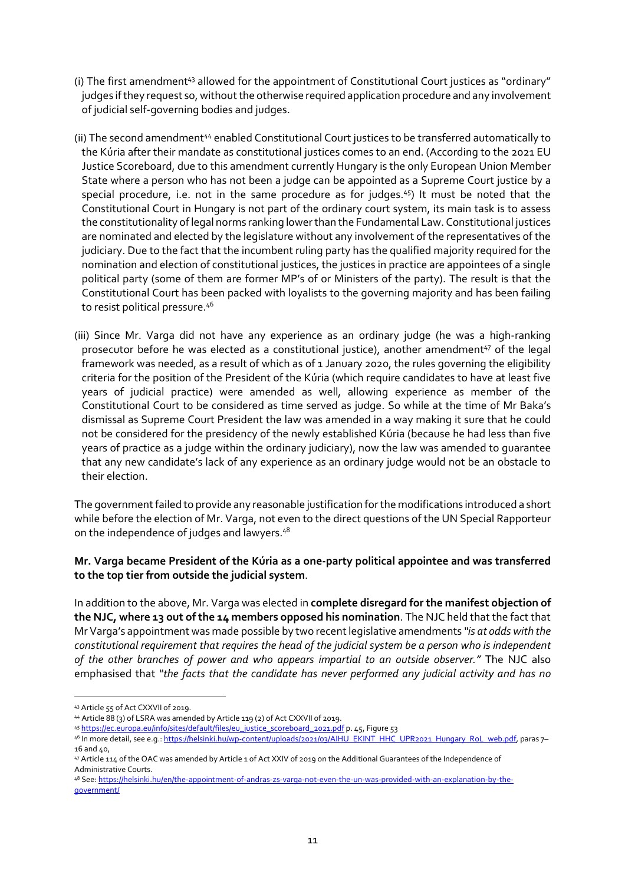(i) The first amendment[43] allowed for the appointment of Constitutional Court justices as "ordinary" judges if they request so, without the otherwise required application procedure and any involvement of judicial self-governing bodies and judges.

(ii) The second amendment[44] enabled Constitutional Court justices to be transferred automatically to the Kúria after their mandate as constitutional justices comes to an end. (According to the 2021 EU Justice Scoreboard, due to this amendment currently Hungary is the only European Union Member State where a person who has not been a judge can be appointed as a Supreme Court justice by a special procedure, i.e. not in the same procedure as for judges.[45]) It must be noted that the Constitutional Court in Hungary is not part of the ordinary court system, its main task is to assess the constitutionality of legal norms ranking lower than the Fundamental Law. Constitutional justices are nominated and elected by the legislature without any involvement of the representatives of the judiciary. Due to the fact that the incumbent ruling party has the qualified majority required for the nomination and election of constitutional justices, the justices in practice are appointees of a single political party (some of them are former MP's of or Ministers of the party). The result is that the Constitutional Court has been packed with loyalists to the governing majority and has been failing to resist political pressure.[46]

(iii) Since Mr. Varga did not have any experience as an ordinary judge (he was a high-ranking prosecutor before he was elected as a constitutional justice), another amendment[47] of the legal framework was needed, as a result of which as of 1 January 2020, the rules governing the eligibility criteria for the position of the President of the Kúria (which require candidates to have at least five years of judicial practice) were amended as well, allowing experience as member of the Constitutional Court to be considered as time served as judge. So while at the time of Mr Baka's dismissal as Supreme Court President the law was amended in a way making it sure that he could not be considered for the presidency of the newly established Kúria (because he had less than five years of practice as a judge within the ordinary judiciary), now the law was amended to guarantee that any new candidate's lack of any experience as an ordinary judge would not be an obstacle to their election.

The government failed to provide any reasonable justification for the modifications introduced a short while before the election of Mr. Varga, not even to the direct questions of the UN Special Rapporteur on the independence of judges and lawyers.[48]

**Mr. Varga became President of the Kúria as a one-party political appointee and was transferred to the top tier from outside the judicial system**.

In addition to the above, Mr. Varga was elected in **complete disregard for the manifest objection of the NJC, where 13 out of the 14 members opposed his nomination**. The NJC held that the fact that Mr Varga's appointment was made possible by two recent legislative amendments *"is at odds with the constitutional requirement that requires the head of the judicial system be a person who is independent of the other branches of power and who appears impartial to an outside observer."* The NJC also emphasised that *"the facts that the candidate has never performed any judicial activity and has no*

---

[43] Article 55 of Act CXXVII of 2019.

[44] Article 88 (3) of LSRA was amended by Article 119 (2) of Act CXXVII of 2019.

[45] https://ec.europa.eu/info/sites/default/files/eu_justice_scoreboard_2021.pdf p. 45, Figure 53

[46] In more detail, see e.g.: https://helsinki.hu/wp-content/uploads/2021/03/AIHU_EKINT_HHC_UPR2021_Hungary_RoL_web.pdf, paras 7–16 and 40,

[47] Article 114 of the OAC was amended by Article 1 of Act XXIV of 2019 on the Additional Guarantees of the Independence of Administrative Courts.

[48] See: https://helsinki.hu/en/the-appointment-of-andras-zs-varga-not-even-the-un-was-provided-with-an-explanation-by-the-government/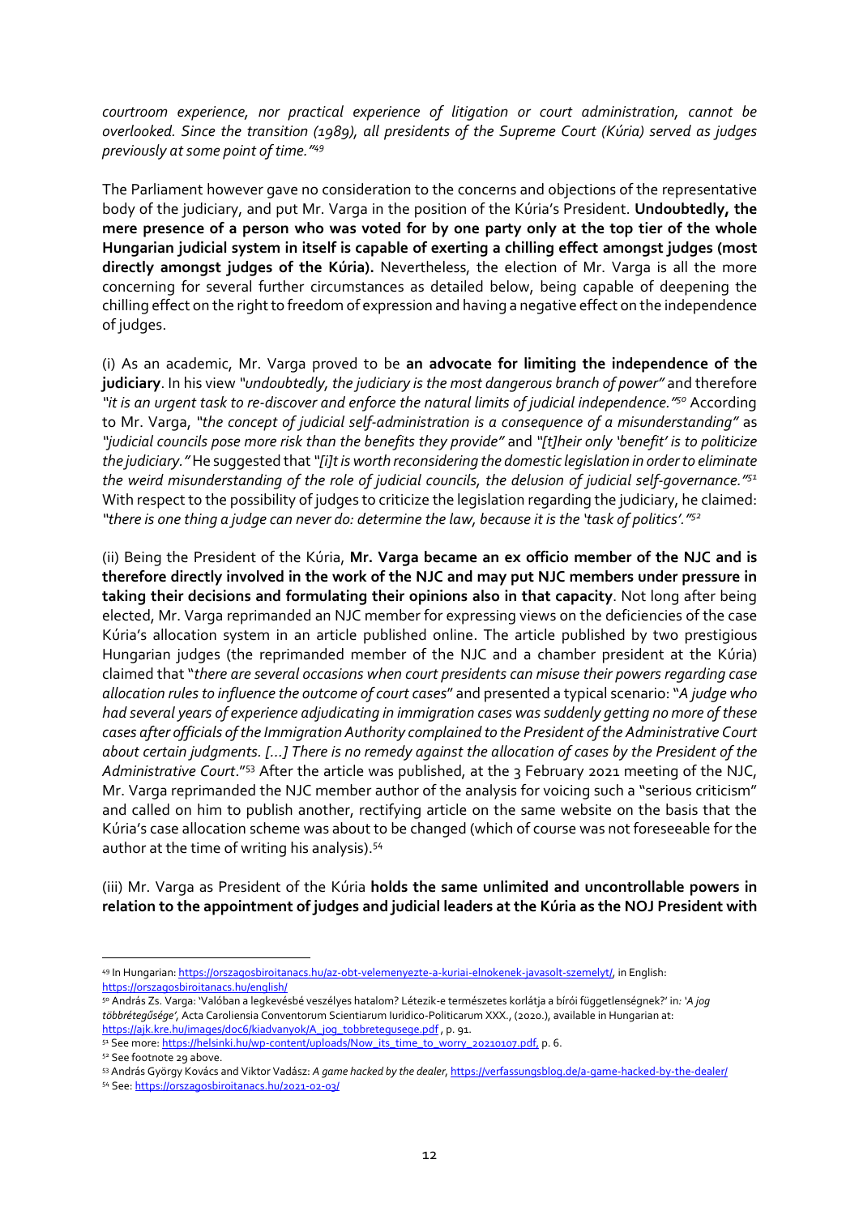*courtroom experience, nor practical experience of litigation or court administration, cannot be overlooked. Since the transition (1989), all presidents of the Supreme Court (Kúria) served as judges previously at some point of time."*[49]

The Parliament however gave no consideration to the concerns and objections of the representative body of the judiciary, and put Mr. Varga in the position of the Kúria's President. **Undoubtedly, the mere presence of a person who was voted for by one party only at the top tier of the whole Hungarian judicial system in itself is capable of exerting a chilling effect amongst judges (most directly amongst judges of the Kúria).** Nevertheless, the election of Mr. Varga is all the more concerning for several further circumstances as detailed below, being capable of deepening the chilling effect on the right to freedom of expression and having a negative effect on the independence of judges.

(i) As an academic, Mr. Varga proved to be **an advocate for limiting the independence of the judiciary**. In his view *"undoubtedly, the judiciary is the most dangerous branch of power"* and therefore *"it is an urgent task to re-discover and enforce the natural limits of judicial independence."*[50] According to Mr. Varga, *"the concept of judicial self-administration is a consequence of a misunderstanding"* as *"judicial councils pose more risk than the benefits they provide"* and *"[t]heir only 'benefit' is to politicize the judiciary."* He suggested that *"[i]t is worth reconsidering the domestic legislation in order to eliminate the weird misunderstanding of the role of judicial councils, the delusion of judicial self-governance."*[51] With respect to the possibility of judges to criticize the legislation regarding the judiciary, he claimed: *"there is one thing a judge can never do: determine the law, because it is the 'task of politics'."*[52]

(ii) Being the President of the Kúria, **Mr. Varga became an ex officio member of the NJC and is therefore directly involved in the work of the NJC and may put NJC members under pressure in taking their decisions and formulating their opinions also in that capacity**. Not long after being elected, Mr. Varga reprimanded an NJC member for expressing views on the deficiencies of the case Kúria's allocation system in an article published online. The article published by two prestigious Hungarian judges (the reprimanded member of the NJC and a chamber president at the Kúria) claimed that "*there are several occasions when court presidents can misuse their powers regarding case allocation rules to influence the outcome of court cases*" and presented a typical scenario: "*A judge who had several years of experience adjudicating in immigration cases was suddenly getting no more of these cases after officials of the Immigration Authority complained to the President of the Administrative Court about certain judgments. […] There is no remedy against the allocation of cases by the President of the Administrative Court.*"[53] After the article was published, at the 3 February 2021 meeting of the NJC, Mr. Varga reprimanded the NJC member author of the analysis for voicing such a "serious criticism" and called on him to publish another, rectifying article on the same website on the basis that the Kúria's case allocation scheme was about to be changed (which of course was not foreseeable for the author at the time of writing his analysis).[54]

(iii) Mr. Varga as President of the Kúria **holds the same unlimited and uncontrollable powers in relation to the appointment of judges and judicial leaders at the Kúria as the NOJ President with**

---

[49] In Hungarian: https://orszagosbiroitanacs.hu/az-obt-velemenyezte-a-kuriai-elnokenek-javasolt-szemelyt/, in English: https://orszagosbiroitanacs.hu/english/

[50] András Zs. Varga: 'Valóban a legkevésbé veszélyes hatalom? Létezik-e természetes korlátja a bírói függetlenségnek?' in: '*A jog többrétegűsége'*, Acta Caroliensia Conventorum Scientiarum Iuridico-Politicarum XXX., (2020.), available in Hungarian at: https://ajk.kre.hu/images/doc6/kiadvanyok/A_jog_tobbretegusege.pdf , p. 91.

[51] See more: https://helsinki.hu/wp-content/uploads/Now_its_time_to_worry_20210107.pdf, p. 6.

[52] See footnote 29 above.

[53] András György Kovács and Viktor Vadász: *A game hacked by the dealer*, https://verfassungsblog.de/a-game-hacked-by-the-dealer/

[54] See: https://orszagosbiroitanacs.hu/2021-02-03/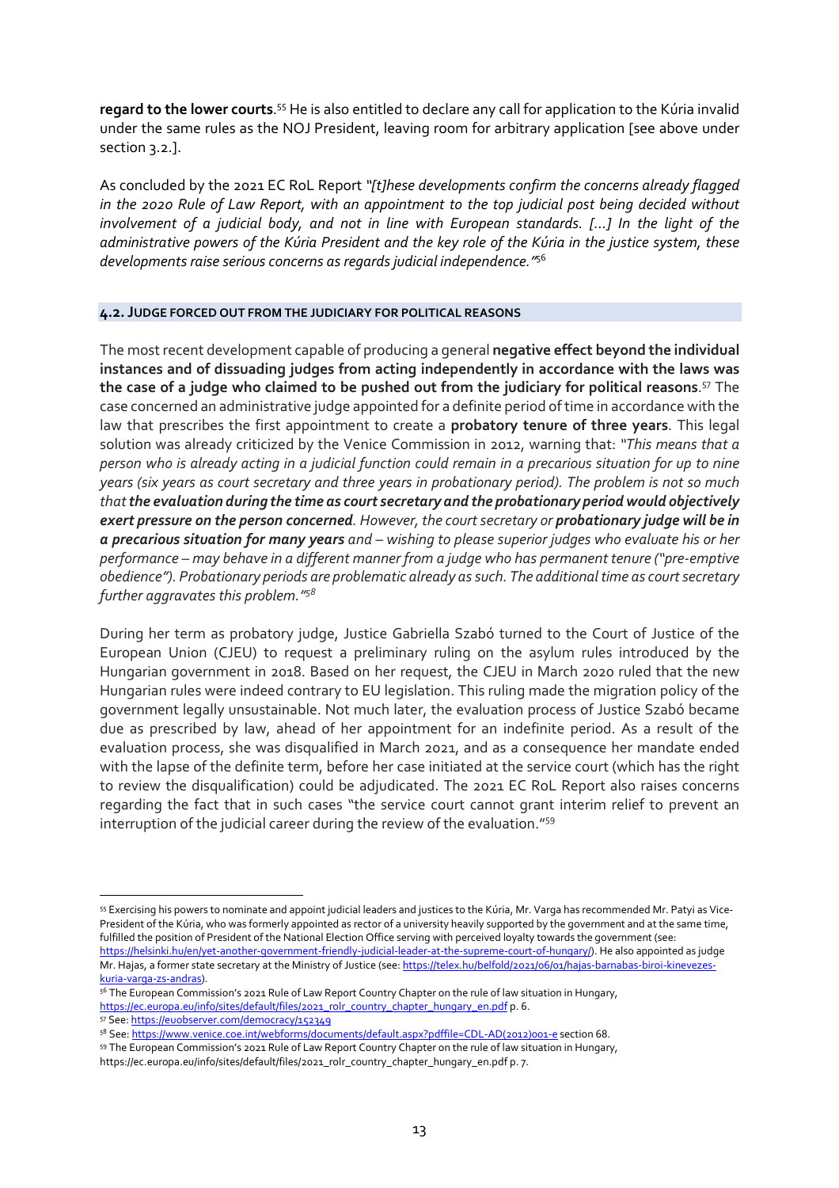**regard to the lower courts**.[55] He is also entitled to declare any call for application to the Kúria invalid under the same rules as the NOJ President, leaving room for arbitrary application [see above under section 3.2.].

As concluded by the 2021 EC RoL Report *"[t]hese developments confirm the concerns already flagged in the 2020 Rule of Law Report, with an appointment to the top judicial post being decided without involvement of a judicial body, and not in line with European standards. [...] In the light of the administrative powers of the Kúria President and the key role of the Kúria in the justice system, these developments raise serious concerns as regards judicial independence."*[56]

### 4.2. JUDGE FORCED OUT FROM THE JUDICIARY FOR POLITICAL REASONS

The most recent development capable of producing a general **negative effect beyond the individual instances and of dissuading judges from acting independently in accordance with the laws was the case of a judge who claimed to be pushed out from the judiciary for political reasons**.[57] The case concerned an administrative judge appointed for a definite period of time in accordance with the law that prescribes the first appointment to create a **probatory tenure of three years**. This legal solution was already criticized by the Venice Commission in 2012, warning that: *"This means that a person who is already acting in a judicial function could remain in a precarious situation for up to nine years (six years as court secretary and three years in probationary period). The problem is not so much that **the evaluation during the time as court secretary and the probationary period would objectively exert pressure on the person concerned**. However, the court secretary or **probationary judge will be in a precarious situation for many years** and – wishing to please superior judges who evaluate his or her performance – may behave in a different manner from a judge who has permanent tenure ("pre-emptive obedience"). Probationary periods are problematic already as such. The additional time as court secretary further aggravates this problem."*[58]

During her term as probatory judge, Justice Gabriella Szabó turned to the Court of Justice of the European Union (CJEU) to request a preliminary ruling on the asylum rules introduced by the Hungarian government in 2018. Based on her request, the CJEU in March 2020 ruled that the new Hungarian rules were indeed contrary to EU legislation. This ruling made the migration policy of the government legally unsustainable. Not much later, the evaluation process of Justice Szabó became due as prescribed by law, ahead of her appointment for an indefinite period. As a result of the evaluation process, she was disqualified in March 2021, and as a consequence her mandate ended with the lapse of the definite term, before her case initiated at the service court (which has the right to review the disqualification) could be adjudicated. The 2021 EC RoL Report also raises concerns regarding the fact that in such cases "the service court cannot grant interim relief to prevent an interruption of the judicial career during the review of the evaluation."[59]

---

[55] Exercising his powers to nominate and appoint judicial leaders and justices to the Kúria, Mr. Varga has recommended Mr. Patyi as Vice-President of the Kúria, who was formerly appointed as rector of a university heavily supported by the government and at the same time, fulfilled the position of President of the National Election Office serving with perceived loyalty towards the government (see: https://helsinki.hu/en/yet-another-government-friendly-judicial-leader-at-the-supreme-court-of-hungary/). He also appointed as judge Mr. Hajas, a former state secretary at the Ministry of Justice (see: https://telex.hu/belfold/2021/06/01/hajas-barnabas-biroi-kinevezes-kuria-varga-zs-andras).

[56] The European Commission's 2021 Rule of Law Report Country Chapter on the rule of law situation in Hungary, https://ec.europa.eu/info/sites/default/files/2021_rolr_country_chapter_hungary_en.pdf p. 6.

[57] See: https://euobserver.com/democracy/152349

[58] See: https://www.venice.coe.int/webforms/documents/default.aspx?pdffile=CDL-AD(2012)001-e section 68.

[59] The European Commission's 2021 Rule of Law Report Country Chapter on the rule of law situation in Hungary, https://ec.europa.eu/info/sites/default/files/2021_rolr_country_chapter_hungary_en.pdf p. 7.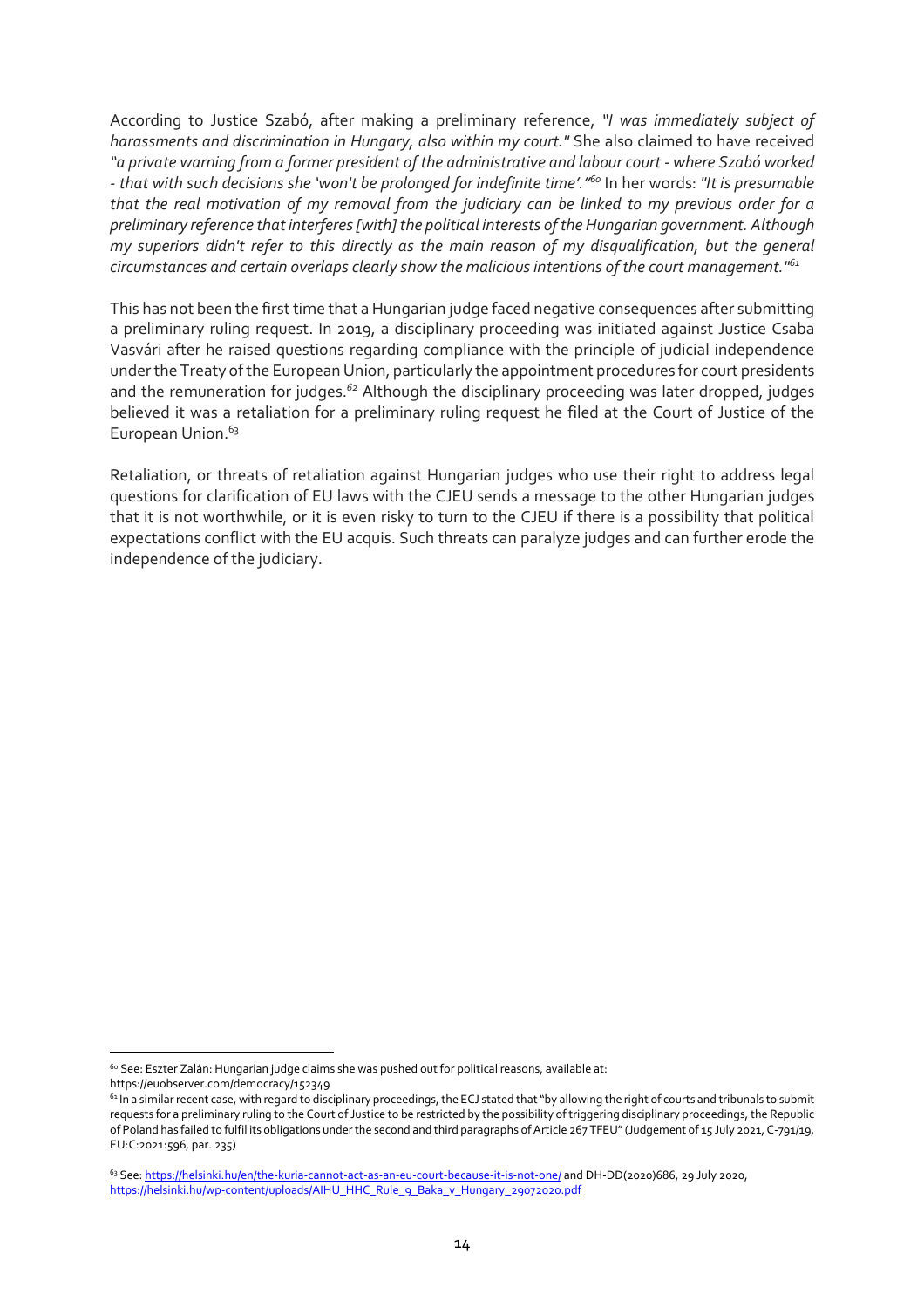According to Justice Szabó, after making a preliminary reference, *"I was immediately subject of harassments and discrimination in Hungary, also within my court."* She also claimed to have received *"a private warning from a former president of the administrative and labour court - where Szabó worked - that with such decisions she 'won't be prolonged for indefinite time'."*[60] In her words: *"It is presumable that the real motivation of my removal from the judiciary can be linked to my previous order for a preliminary reference that interferes [with] the political interests of the Hungarian government. Although my superiors didn't refer to this directly as the main reason of my disqualification, but the general circumstances and certain overlaps clearly show the malicious intentions of the court management."*[61]

This has not been the first time that a Hungarian judge faced negative consequences after submitting a preliminary ruling request. In 2019, a disciplinary proceeding was initiated against Justice Csaba Vasvári after he raised questions regarding compliance with the principle of judicial independence under the Treaty of the European Union, particularly the appointment procedures for court presidents and the remuneration for judges.[62] Although the disciplinary proceeding was later dropped, judges believed it was a retaliation for a preliminary ruling request he filed at the Court of Justice of the European Union.[63]

Retaliation, or threats of retaliation against Hungarian judges who use their right to address legal questions for clarification of EU laws with the CJEU sends a message to the other Hungarian judges that it is not worthwhile, or it is even risky to turn to the CJEU if there is a possibility that political expectations conflict with the EU acquis. Such threats can paralyze judges and can further erode the independence of the judiciary.

---

[60] See: Eszter Zalán: Hungarian judge claims she was pushed out for political reasons, available at: https://euobserver.com/democracy/152349

[61] In a similar recent case, with regard to disciplinary proceedings, the ECJ stated that "by allowing the right of courts and tribunals to submit requests for a preliminary ruling to the Court of Justice to be restricted by the possibility of triggering disciplinary proceedings, the Republic of Poland has failed to fulfil its obligations under the second and third paragraphs of Article 267 TFEU" (Judgement of 15 July 2021, C-791/19, EU:C:2021:596, par. 235)

[63] See: https://helsinki.hu/en/the-kuria-cannot-act-as-an-eu-court-because-it-is-not-one/ and DH-DD(2020)686, 29 July 2020, https://helsinki.hu/wp-content/uploads/AIHU_HHC_Rule_9_Baka_v_Hungary_29072020.pdf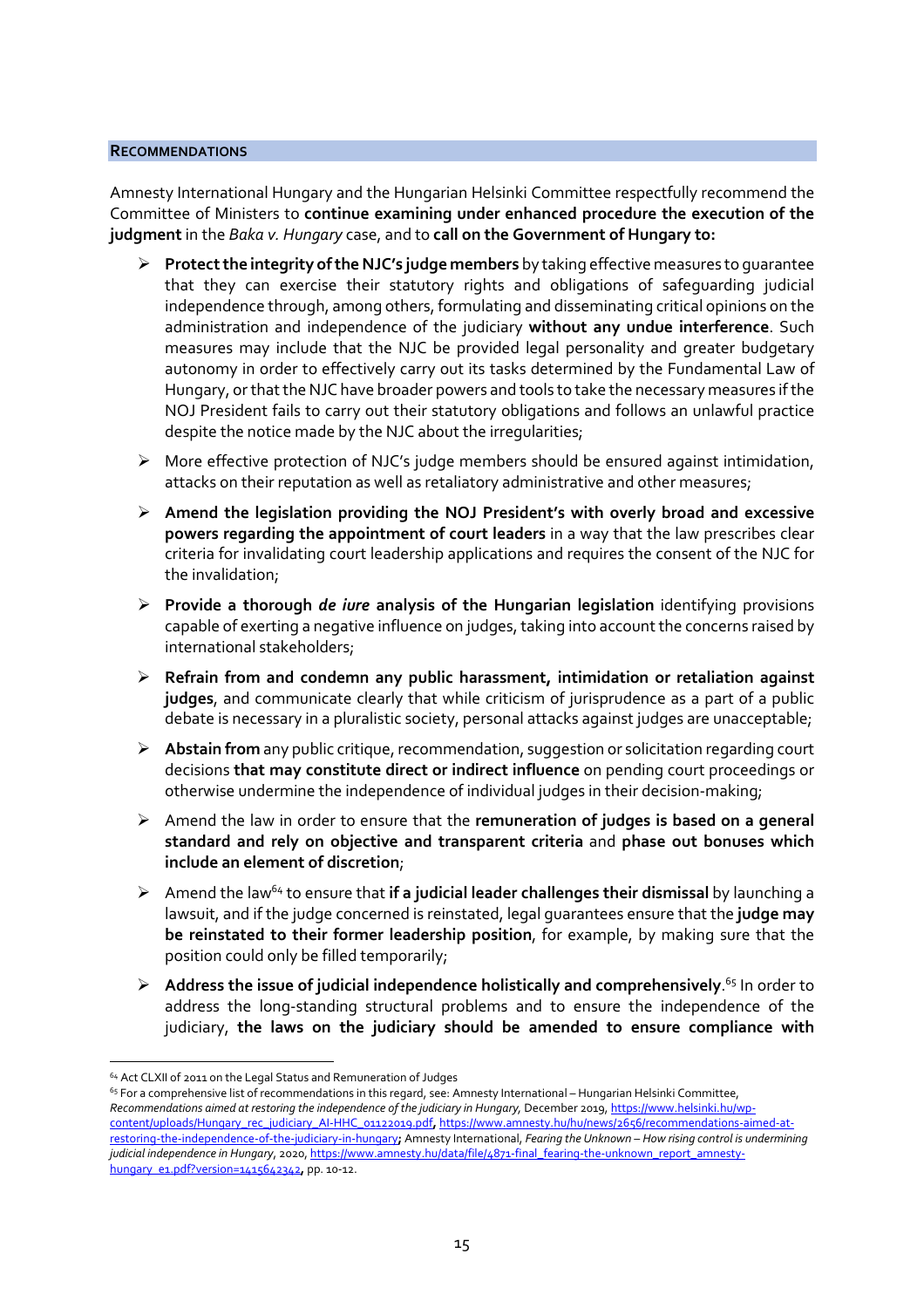## RECOMMENDATIONS

Amnesty International Hungary and the Hungarian Helsinki Committee respectfully recommend the Committee of Ministers to **continue examining under enhanced procedure the execution of the judgment** in the *Baka v. Hungary* case, and to **call on the Government of Hungary to:**

- **Protect the integrity of the NJC's judge members** by taking effective measures to guarantee that they can exercise their statutory rights and obligations of safeguarding judicial independence through, among others, formulating and disseminating critical opinions on the administration and independence of the judiciary **without any undue interference**. Such measures may include that the NJC be provided legal personality and greater budgetary autonomy in order to effectively carry out its tasks determined by the Fundamental Law of Hungary, or that the NJC have broader powers and tools to take the necessary measures if the NOJ President fails to carry out their statutory obligations and follows an unlawful practice despite the notice made by the NJC about the irregularities;
- More effective protection of NJC's judge members should be ensured against intimidation, attacks on their reputation as well as retaliatory administrative and other measures;
- **Amend the legislation providing the NOJ President's with overly broad and excessive powers regarding the appointment of court leaders** in a way that the law prescribes clear criteria for invalidating court leadership applications and requires the consent of the NJC for the invalidation;
- **Provide a thorough *de iure* analysis of the Hungarian legislation** identifying provisions capable of exerting a negative influence on judges, taking into account the concerns raised by international stakeholders;
- **Refrain from and condemn any public harassment, intimidation or retaliation against judges**, and communicate clearly that while criticism of jurisprudence as a part of a public debate is necessary in a pluralistic society, personal attacks against judges are unacceptable;
- **Abstain from** any public critique, recommendation, suggestion or solicitation regarding court decisions **that may constitute direct or indirect influence** on pending court proceedings or otherwise undermine the independence of individual judges in their decision-making;
- Amend the law in order to ensure that the **remuneration of judges is based on a general standard and rely on objective and transparent criteria** and **phase out bonuses which include an element of discretion**;
- Amend the law[64] to ensure that **if a judicial leader challenges their dismissal** by launching a lawsuit, and if the judge concerned is reinstated, legal guarantees ensure that the **judge may be reinstated to their former leadership position**, for example, by making sure that the position could only be filled temporarily;
- **Address the issue of judicial independence holistically and comprehensively**.[65] In order to address the long-standing structural problems and to ensure the independence of the judiciary, **the laws on the judiciary should be amended to ensure compliance with**

---

[64] Act CLXII of 2011 on the Legal Status and Remuneration of Judges

[65] For a comprehensive list of recommendations in this regard, see: Amnesty International – Hungarian Helsinki Committee, *Recommendations aimed at restoring the independence of the judiciary in Hungary,* December 2019, https://www.helsinki.hu/wp-content/uploads/Hungary_rec_judiciary_AI-HHC_01122019.pdf, https://www.amnesty.hu/hu/news/2656/recommendations-aimed-at-restoring-the-independence-of-the-judiciary-in-hungary; Amnesty International, *Fearing the Unknown – How rising control is undermining judicial independence in Hungary*, 2020, https://www.amnesty.hu/data/file/4871-final_fearing-the-unknown_report_amnesty-hungary_e1.pdf?version=1415642342, pp. 10-12.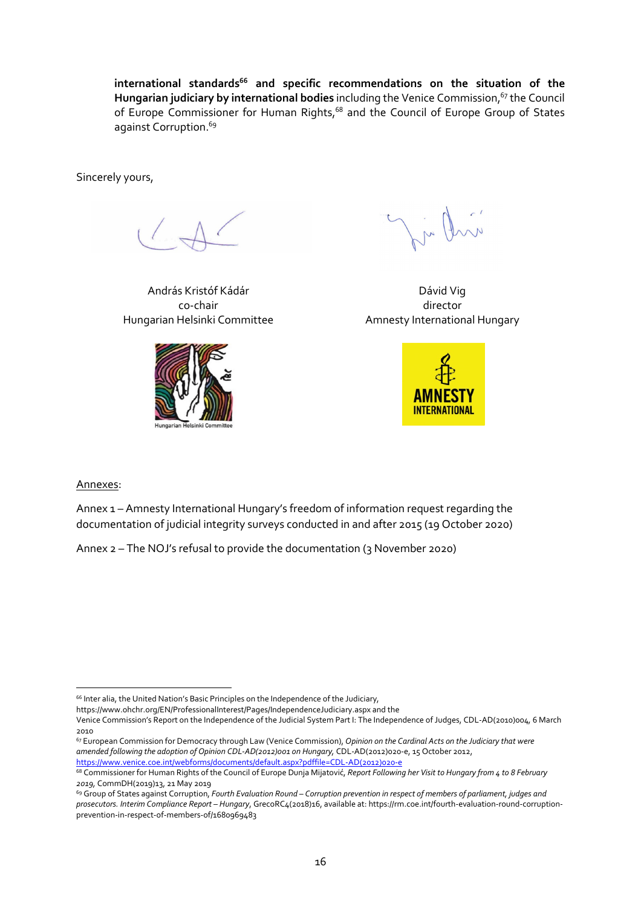**international standards**[66] **and specific recommendations on the situation of the Hungarian judiciary by international bodies** including the Venice Commission,[67] the Council of Europe Commissioner for Human Rights,[68] and the Council of Europe Group of States against Corruption.[69]

Sincerely yours,

András Kristóf Kádár
co-chair
Hungarian Helsinki Committee

Dávid Vig
director
Amnesty International Hungary

Annexes:

Annex 1 – Amnesty International Hungary's freedom of information request regarding the documentation of judicial integrity surveys conducted in and after 2015 (19 October 2020)

Annex 2 – The NOJ's refusal to provide the documentation (3 November 2020)

---

[66] Inter alia, the United Nation's Basic Principles on the Independence of the Judiciary, https://www.ohchr.org/EN/ProfessionalInterest/Pages/IndependenceJudiciary.aspx and the Venice Commission's Report on the Independence of the Judicial System Part I: The Independence of Judges, CDL-AD(2010)004, 6 March 2010

[67] European Commission for Democracy through Law (Venice Commission), *Opinion on the Cardinal Acts on the Judiciary that were amended following the adoption of Opinion CDL-AD(2012)001 on Hungary,* CDL-AD(2012)020-e, 15 October 2012, https://www.venice.coe.int/webforms/documents/default.aspx?pdffile=CDL-AD(2012)020-e

[68] Commissioner for Human Rights of the Council of Europe Dunja Mijatović, *Report Following her Visit to Hungary from 4 to 8 February 2019,* CommDH(2019)13, 21 May 2019

[69] Group of States against Corruption, *Fourth Evaluation Round – Corruption prevention in respect of members of parliament, judges and prosecutors. Interim Compliance Report – Hungary*, GrecoRC4(2018)16, available at: https://rm.coe.int/fourth-evaluation-round-corruption-prevention-in-respect-of-members-of/1680969483